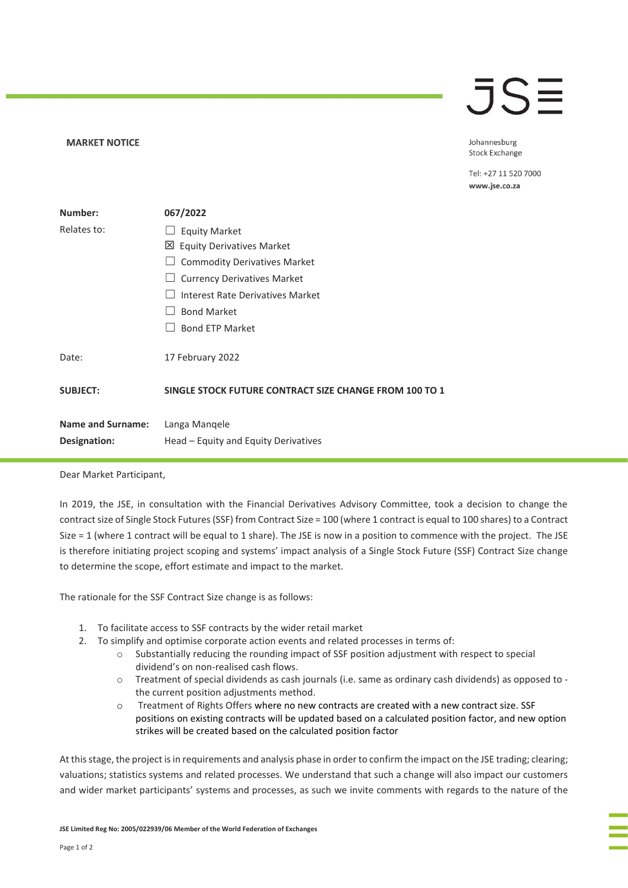**MARKET NOTICE**

Johannesburg
Stock Exchange

Tel: +27 11 520 7000
**www.jse.co.za**

| | |
|---|---|
| **Number:** | **067/2022** |
| Relates to: | ☐ Equity Market<br>☒ Equity Derivatives Market<br>☐ Commodity Derivatives Market<br>☐ Currency Derivatives Market<br>☐ Interest Rate Derivatives Market<br>☐ Bond Market<br>☐ Bond ETP Market |
| Date: | 17 February 2022 |
| **SUBJECT:** | **SINGLE STOCK FUTURE CONTRACT SIZE CHANGE FROM 100 TO 1** |
| **Name and Surname:** | Langa Manqele |
| **Designation:** | Head – Equity and Equity Derivatives |

Dear Market Participant,

In 2019, the JSE, in consultation with the Financial Derivatives Advisory Committee, took a decision to change the contract size of Single Stock Futures (SSF) from Contract Size = 100 (where 1 contract is equal to 100 shares) to a Contract Size = 1 (where 1 contract will be equal to 1 share). The JSE is now in a position to commence with the project. The JSE is therefore initiating project scoping and systems' impact analysis of a Single Stock Future (SSF) Contract Size change to determine the scope, effort estimate and impact to the market.

The rationale for the SSF Contract Size change is as follows:

1. To facilitate access to SSF contracts by the wider retail market
2. To simplify and optimise corporate action events and related processes in terms of:
   - Substantially reducing the rounding impact of SSF position adjustment with respect to special dividend's on non-realised cash flows.
   - Treatment of special dividends as cash journals (i.e. same as ordinary cash dividends) as opposed to - the current position adjustments method.
   - Treatment of Rights Offers where no new contracts are created with a new contract size. SSF positions on existing contracts will be updated based on a calculated position factor, and new option strikes will be created based on the calculated position factor

At this stage, the project is in requirements and analysis phase in order to confirm the impact on the JSE trading; clearing; valuations; statistics systems and related processes. We understand that such a change will also impact our customers and wider market participants' systems and processes, as such we invite comments with regards to the nature of the

JSE Limited Reg No: 2005/022939/06 Member of the World Federation of Exchanges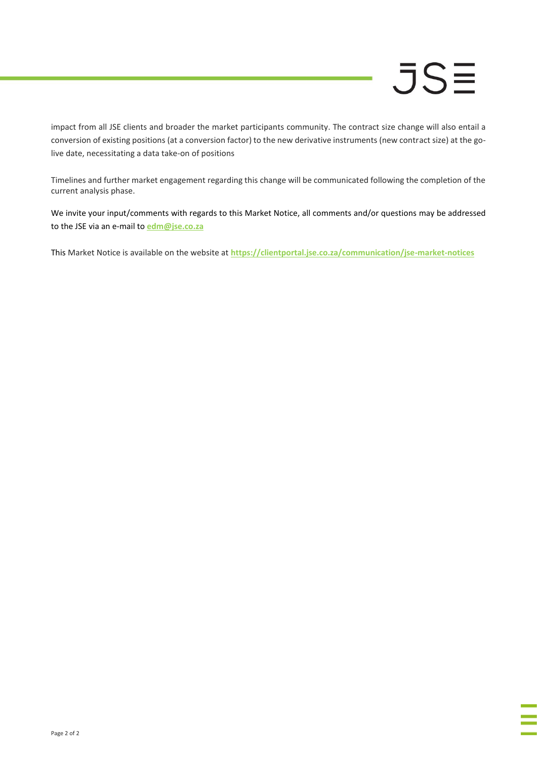impact from all JSE clients and broader the market participants community. The contract size change will also entail a conversion of existing positions (at a conversion factor) to the new derivative instruments (new contract size) at the go-live date, necessitating a data take-on of positions

Timelines and further market engagement regarding this change will be communicated following the completion of the current analysis phase.

We invite your input/comments with regards to this Market Notice, all comments and/or questions may be addressed to the JSE via an e-mail to **edm@jse.co.za**

This Market Notice is available on the website at **https://clientportal.jse.co.za/communication/jse-market-notices**